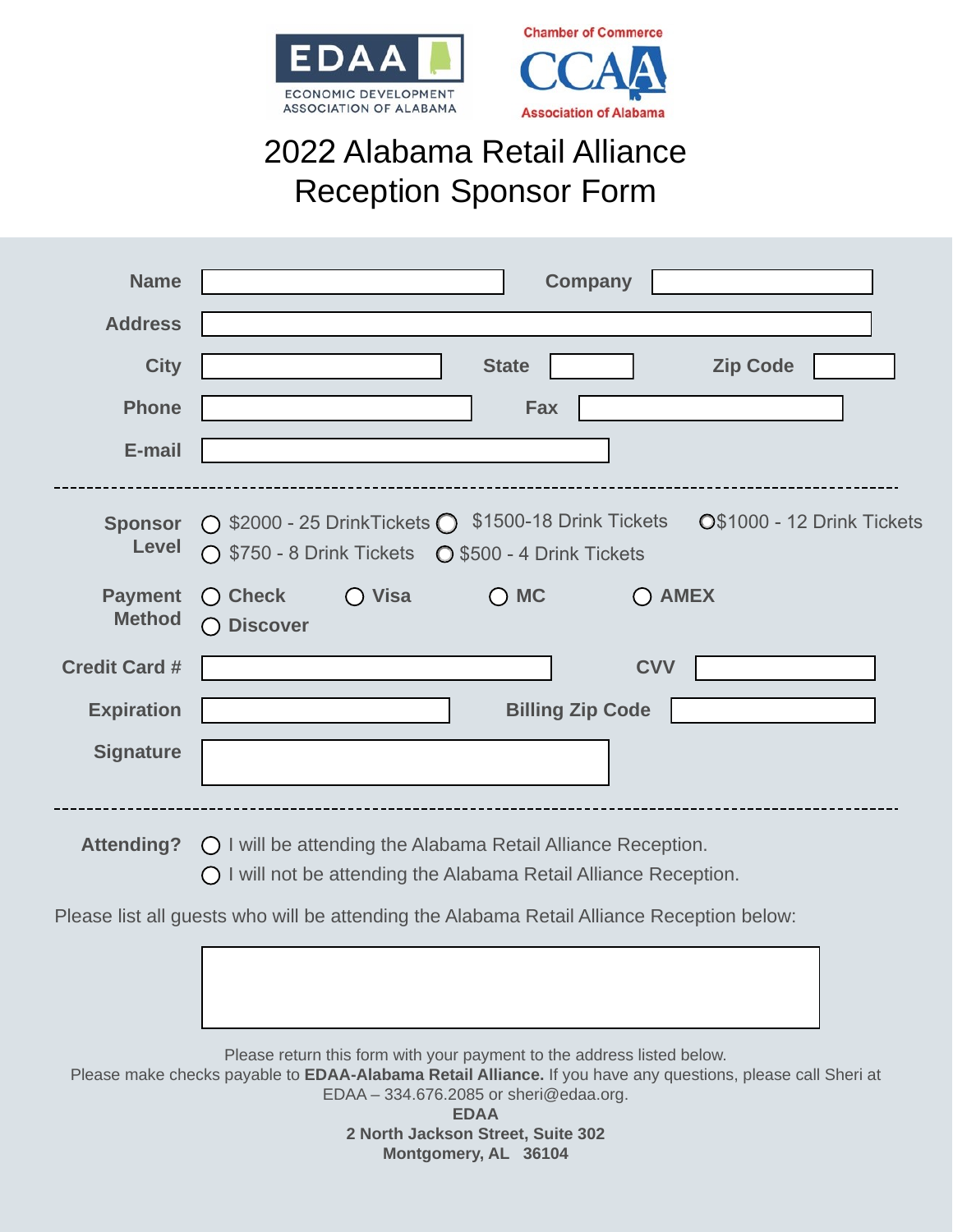EDAA
ECONOMIC DEVELOPMENT ASSOCIATION OF ALABAMA

Chamber of Commerce CCAA Association of Alabama

# 2022 Alabama Retail Alliance Reception Sponsor Form

**Name** ____________________ **Company** ____________________

**Address** ________________________________________

**City** ____________________ **State** ________ **Zip Code** ________

**Phone** ____________________ **Fax** ____________________

**E-mail** ____________________

---

**Sponsor Level**
- ◯ $2000 - 25 DrinkTickets
- ◯ $1500-18 Drink Tickets
- ◯ $1000 - 12 Drink Tickets
- ◯ $750 - 8 Drink Tickets
- ◯ $500 - 4 Drink Tickets

**Payment Method**
- ◯ **Check**
- ◯ **Visa**
- ◯ **MC**
- ◯ **AMEX**
- ◯ **Discover**

**Credit Card #** ____________________ **CVV** ____________________

**Expiration** ____________________ **Billing Zip Code** ____________________

**Signature** ____________________

---

**Attending?**
- ◯ I will be attending the Alabama Retail Alliance Reception.
- ◯ I will not be attending the Alabama Retail Alliance Reception.

Please list all guests who will be attending the Alabama Retail Alliance Reception below:

________________________________________

Please return this form with your payment to the address listed below.
Please make checks payable to **EDAA-Alabama Retail Alliance.** If you have any questions, please call Sheri at EDAA – 334.676.2085 or sheri@edaa.org.

**EDAA**
**2 North Jackson Street, Suite 302**
**Montgomery, AL 36104**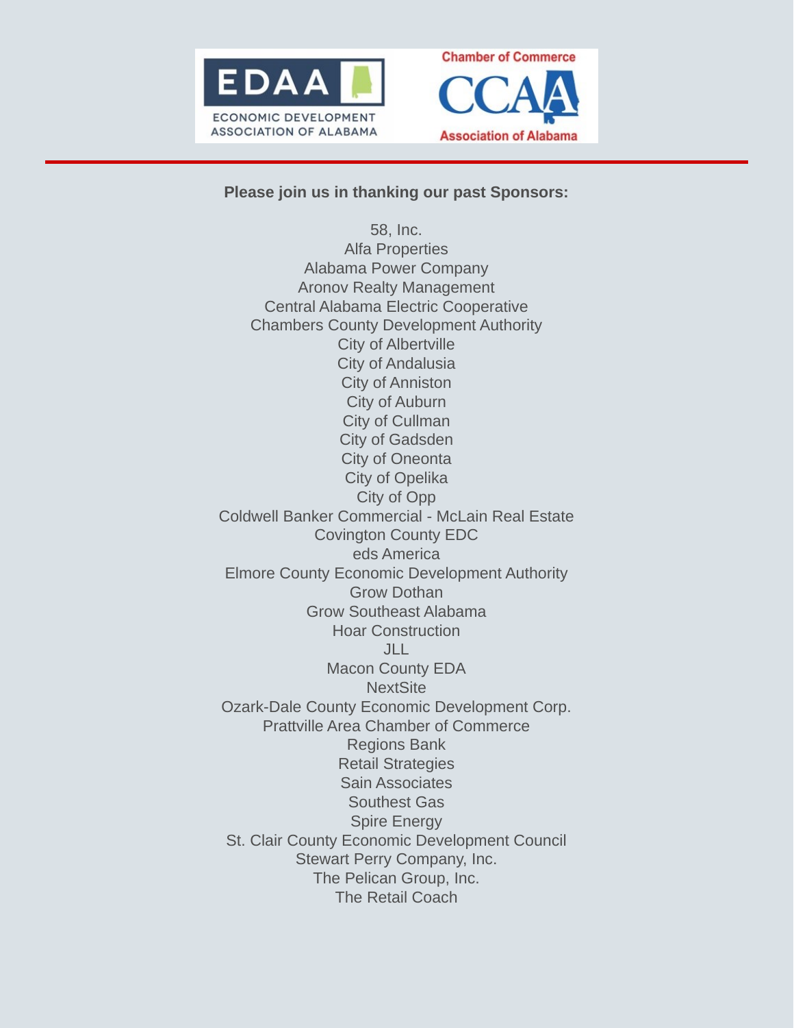**Please join us in thanking our past Sponsors:**

58, Inc.
Alfa Properties
Alabama Power Company
Aronov Realty Management
Central Alabama Electric Cooperative
Chambers County Development Authority
City of Albertville
City of Andalusia
City of Anniston
City of Auburn
City of Cullman
City of Gadsden
City of Oneonta
City of Opelika
City of Opp
Coldwell Banker Commercial - McLain Real Estate
Covington County EDC
eds America
Elmore County Economic Development Authority
Grow Dothan
Grow Southeast Alabama
Hoar Construction
JLL
Macon County EDA
NextSite
Ozark-Dale County Economic Development Corp.
Prattville Area Chamber of Commerce
Regions Bank
Retail Strategies
Sain Associates
Southest Gas
Spire Energy
St. Clair County Economic Development Council
Stewart Perry Company, Inc.
The Pelican Group, Inc.
The Retail Coach